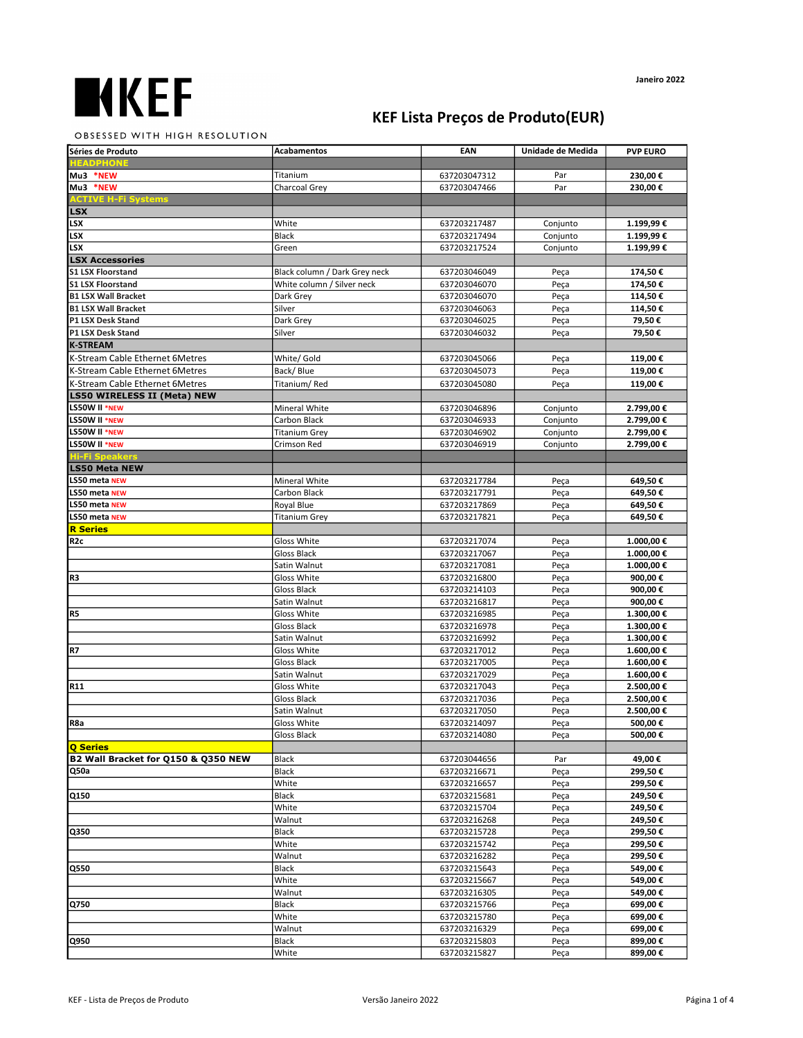KEF

OBSESSED WITH HIGH RESOLUTION

Janeiro 2022

# KEF Lista Preços de Produto(EUR)

| Séries de Produto | Acabamentos | EAN | Unidade de Medida | PVP EURO |
|---|---|---|---|---|
| **HEADPHONE** | | | | |
| **Mu3 *NEW** | Titanium | 637203047312 | Par | **230,00 €** |
| **Mu3 *NEW** | Charcoal Grey | 637203047466 | Par | **230,00 €** |
| **ACTIVE H-Fi Systems** | | | | |
| **LSX** | | | | |
| **LSX** | White | 637203217487 | Conjunto | **1.199,99 €** |
| **LSX** | Black | 637203217494 | Conjunto | **1.199,99 €** |
| **LSX** | Green | 637203217524 | Conjunto | **1.199,99 €** |
| **LSX Accessories** | | | | |
| **S1 LSX Floorstand** | Black column / Dark Grey neck | 637203046049 | Peça | **174,50 €** |
| **S1 LSX Floorstand** | White column / Silver neck | 637203046070 | Peça | **174,50 €** |
| **B1 LSX Wall Bracket** | Dark Grey | 637203046070 | Peça | **114,50 €** |
| **B1 LSX Wall Bracket** | Silver | 637203046063 | Peça | **114,50 €** |
| **P1 LSX Desk Stand** | Dark Grey | 637203046025 | Peça | **79,50 €** |
| **P1 LSX Desk Stand** | Silver | 637203046032 | Peça | **79,50 €** |
| **K-STREAM** | | | | |
| K-Stream Cable Ethernet 6Metres | White/ Gold | 637203045066 | Peça | **119,00 €** |
| K-Stream Cable Ethernet 6Metres | Back/ Blue | 637203045073 | Peça | **119,00 €** |
| K-Stream Cable Ethernet 6Metres | Titanium/ Red | 637203045080 | Peça | **119,00 €** |
| **LS50 WIRELESS II (Meta) NEW** | | | | |
| **LS50W II *NEW** | Mineral White | 637203046896 | Conjunto | **2.799,00 €** |
| **LS50W II *NEW** | Carbon Black | 637203046933 | Conjunto | **2.799,00 €** |
| **LS50W II *NEW** | Titanium Grey | 637203046902 | Conjunto | **2.799,00 €** |
| **LS50W II *NEW** | Crimson Red | 637203046919 | Conjunto | **2.799,00 €** |
| **Hi-Fi Speakers** | | | | |
| **LS50 Meta NEW** | | | | |
| **LS50 meta NEW** | Mineral White | 637203217784 | Peça | **649,50 €** |
| **LS50 meta NEW** | Carbon Black | 637203217791 | Peça | **649,50 €** |
| **LS50 meta NEW** | Royal Blue | 637203217869 | Peça | **649,50 €** |
| **LS50 meta NEW** | Titanium Grey | 637203217821 | Peça | **649,50 €** |
| **R Series** | | | | |
| **R2c** | Gloss White | 637203217074 | Peça | **1.000,00 €** |
| | Gloss Black | 637203217067 | Peça | **1.000,00 €** |
| | Satin Walnut | 637203217081 | Peça | **1.000,00 €** |
| **R3** | Gloss White | 637203216800 | Peça | **900,00 €** |
| | Gloss Black | 637203214103 | Peça | **900,00 €** |
| | Satin Walnut | 637203216817 | Peça | **900,00 €** |
| **R5** | Gloss White | 637203216985 | Peça | **1.300,00 €** |
| | Gloss Black | 637203216978 | Peça | **1.300,00 €** |
| | Satin Walnut | 637203216992 | Peça | **1.300,00 €** |
| **R7** | Gloss White | 637203217012 | Peça | **1.600,00 €** |
| | Gloss Black | 637203217005 | Peça | **1.600,00 €** |
| | Satin Walnut | 637203217029 | Peça | **1.600,00 €** |
| **R11** | Gloss White | 637203217043 | Peça | **2.500,00 €** |
| | Gloss Black | 637203217036 | Peça | **2.500,00 €** |
| | Satin Walnut | 637203217050 | Peça | **2.500,00 €** |
| **R8a** | Gloss White | 637203214097 | Peça | **500,00 €** |
| | Gloss Black | 637203214080 | Peça | **500,00 €** |
| **Q Series** | | | | |
| **B2 Wall Bracket for Q150 & Q350 NEW** | Black | 637203044656 | Par | **49,00 €** |
| **Q50a** | Black | 637203216671 | Peça | **299,50 €** |
| | White | 637203216657 | Peça | **299,50 €** |
| **Q150** | Black | 637203215681 | Peça | **249,50 €** |
| | White | 637203215704 | Peça | **249,50 €** |
| | Walnut | 637203216268 | Peça | **249,50 €** |
| **Q350** | Black | 637203215728 | Peça | **299,50 €** |
| | White | 637203215742 | Peça | **299,50 €** |
| | Walnut | 637203216282 | Peça | **299,50 €** |
| **Q550** | Black | 637203215643 | Peça | **549,00 €** |
| | White | 637203215667 | Peça | **549,00 €** |
| | Walnut | 637203216305 | Peça | **549,00 €** |
| **Q750** | Black | 637203215766 | Peça | **699,00 €** |
| | White | 637203215780 | Peça | **699,00 €** |
| | Walnut | 637203216329 | Peça | **699,00 €** |
| **Q950** | Black | 637203215803 | Peça | **899,00 €** |
| | White | 637203215827 | Peça | **899,00 €** |

KEF - Lista de Preços de Produto — Versão Janeiro 2022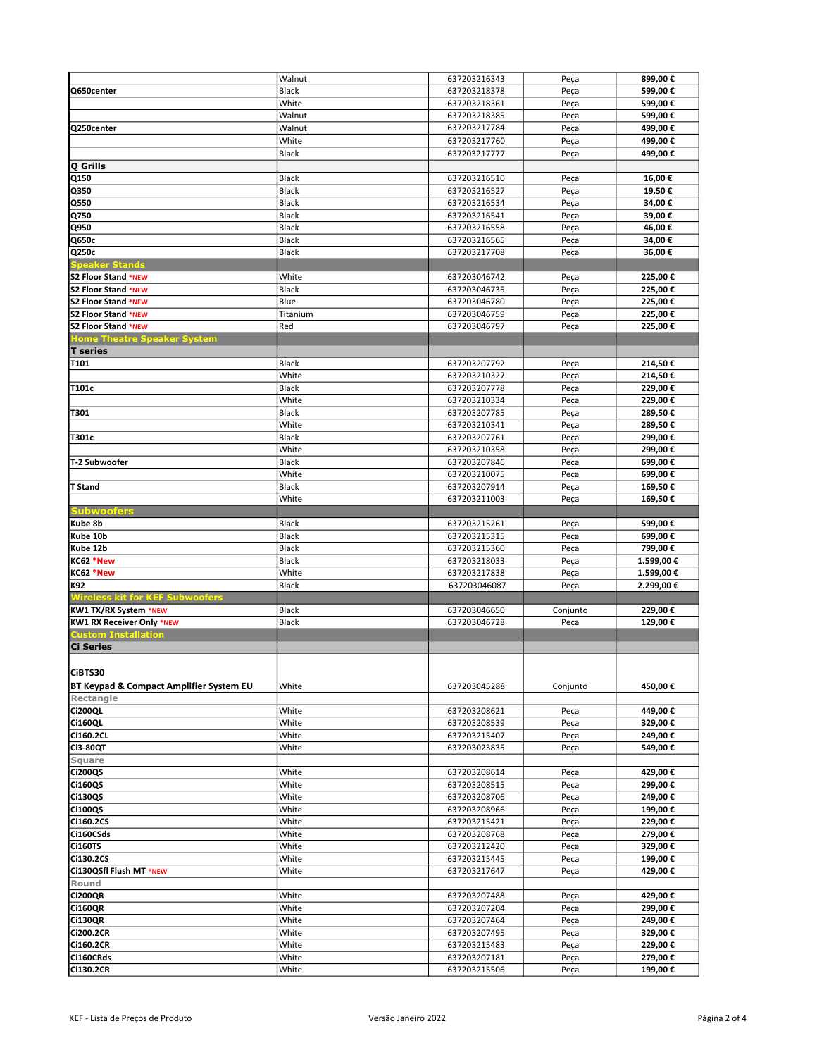| | | | | |
|---|---|---|---|---|
| | Walnut | 637203216343 | Peça | **899,00 €** |
| **Q650center** | Black | 637203218378 | Peça | **599,00 €** |
| | White | 637203218361 | Peça | **599,00 €** |
| | Walnut | 637203218385 | Peça | **599,00 €** |
| **Q250center** | Walnut | 637203217784 | Peça | **499,00 €** |
| | White | 637203217760 | Peça | **499,00 €** |
| | Black | 637203217777 | Peça | **499,00 €** |
| **Q Grills** | | | | |
| **Q150** | Black | 637203216510 | Peça | **16,00 €** |
| **Q350** | Black | 637203216527 | Peça | **19,50 €** |
| **Q550** | Black | 637203216534 | Peça | **34,00 €** |
| **Q750** | Black | 637203216541 | Peça | **39,00 €** |
| **Q950** | Black | 637203216558 | Peça | **46,00 €** |
| **Q650c** | Black | 637203216565 | Peça | **34,00 €** |
| **Q250c** | Black | 637203217708 | Peça | **36,00 €** |
| **Speaker Stands** | | | | |
| **S2 Floor Stand** *NEW | White | 637203046742 | Peça | **225,00 €** |
| **S2 Floor Stand** *NEW | Black | 637203046735 | Peça | **225,00 €** |
| **S2 Floor Stand** *NEW | Blue | 637203046780 | Peça | **225,00 €** |
| **S2 Floor Stand** *NEW | Titanium | 637203046759 | Peça | **225,00 €** |
| **S2 Floor Stand** *NEW | Red | 637203046797 | Peça | **225,00 €** |
| **Home Theatre Speaker System** | | | | |
| **T series** | | | | |
| **T101** | Black | 637203207792 | Peça | **214,50 €** |
| | White | 637203210327 | Peça | **214,50 €** |
| **T101c** | Black | 637203207778 | Peça | **229,00 €** |
| | White | 637203210334 | Peça | **229,00 €** |
| **T301** | Black | 637203207785 | Peça | **289,50 €** |
| | White | 637203210341 | Peça | **289,50 €** |
| **T301c** | Black | 637203207761 | Peça | **299,00 €** |
| | White | 637203210358 | Peça | **299,00 €** |
| **T-2 Subwoofer** | Black | 637203207846 | Peça | **699,00 €** |
| | White | 637203210075 | Peça | **699,00 €** |
| **T Stand** | Black | 637203207914 | Peça | **169,50 €** |
| | White | 637203211003 | Peça | **169,50 €** |
| **Subwoofers** | | | | |
| **Kube 8b** | Black | 637203215261 | Peça | **599,00 €** |
| **Kube 10b** | Black | 637203215315 | Peça | **699,00 €** |
| **Kube 12b** | Black | 637203215360 | Peça | **799,00 €** |
| **KC62** *New | Black | 637203218033 | Peça | **1.599,00 €** |
| **KC62** *New | White | 637203217838 | Peça | **1.599,00 €** |
| **K92** | Black | 637203046087 | Peça | **2.299,00 €** |
| **Wireless kit for KEF Subwoofers** | | | | |
| **KW1 TX/RX System** *NEW | Black | 637203046650 | Conjunto | **229,00 €** |
| **KW1 RX Receiver Only** *NEW | Black | 637203046728 | Peça | **129,00 €** |
| **Custom Installation** | | | | |
| **Ci Series** | | | | |
| **CiBTS30** **BT Keypad & Compact Amplifier System EU** | White | 637203045288 | Conjunto | **450,00 €** |
| **Rectangle** | | | | |
| **Ci200QL** | White | 637203208621 | Peça | **449,00 €** |
| **Ci160QL** | White | 637203208539 | Peça | **329,00 €** |
| **Ci160.2CL** | White | 637203215407 | Peça | **249,00 €** |
| **Ci3-80QT** | White | 637203023835 | Peça | **549,00 €** |
| **Square** | | | | |
| **Ci200QS** | White | 637203208614 | Peça | **429,00 €** |
| **Ci160QS** | White | 637203208515 | Peça | **299,00 €** |
| **Ci130QS** | White | 637203208706 | Peça | **249,00 €** |
| **Ci100QS** | White | 637203208966 | Peça | **199,00 €** |
| **Ci160.2CS** | White | 637203215421 | Peça | **229,00 €** |
| **Ci160CSds** | White | 637203208768 | Peça | **279,00 €** |
| **Ci160TS** | White | 637203212420 | Peça | **329,00 €** |
| **Ci130.2CS** | White | 637203215445 | Peça | **199,00 €** |
| **Ci130QSfl Flush MT** *NEW | White | 637203217647 | Peça | **429,00 €** |
| **Round** | | | | |
| **Ci200QR** | White | 637203207488 | Peça | **429,00 €** |
| **Ci160QR** | White | 637203207204 | Peça | **299,00 €** |
| **Ci130QR** | White | 637203207464 | Peça | **249,00 €** |
| **Ci200.2CR** | White | 637203207495 | Peça | **329,00 €** |
| **Ci160.2CR** | White | 637203215483 | Peça | **229,00 €** |
| **Ci160CRds** | White | 637203207181 | Peça | **279,00 €** |
| **Ci130.2CR** | White | 637203215506 | Peça | **199,00 €** |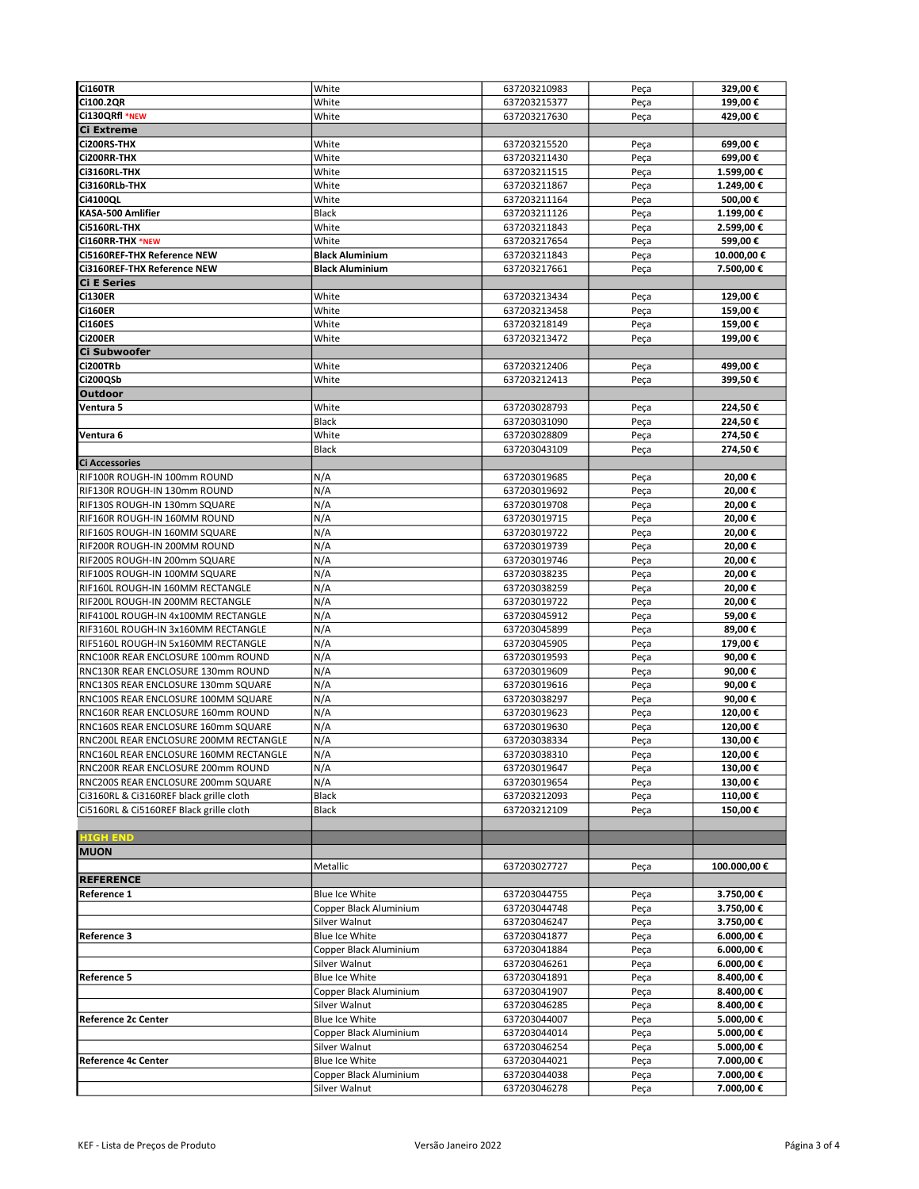| | | | | |
|---|---|---|---|---|
| **Ci160TR** | White | 637203210983 | Peça | **329,00 €** |
| **Ci100.2QR** | White | 637203215377 | Peça | **199,00 €** |
| **Ci130QRfl** *NEW | White | 637203217630 | Peça | **429,00 €** |
| **Ci Extreme** | | | | |
| **Ci200RS-THX** | White | 637203215520 | Peça | **699,00 €** |
| **Ci200RR-THX** | White | 637203211430 | Peça | **699,00 €** |
| **Ci3160RL-THX** | White | 637203211515 | Peça | **1.599,00 €** |
| **Ci3160RLb-THX** | White | 637203211867 | Peça | **1.249,00 €** |
| **Ci4100QL** | White | 637203211164 | Peça | **500,00 €** |
| **KASA-500 Amlifier** | Black | 637203211126 | Peça | **1.199,00 €** |
| **Ci5160RL-THX** | White | 637203211843 | Peça | **2.599,00 €** |
| **Ci160RR-THX** *NEW | White | 637203217654 | Peça | **599,00 €** |
| **Ci5160REF-THX Reference NEW** | **Black Aluminium** | 637203211843 | Peça | **10.000,00 €** |
| **Ci3160REF-THX Reference NEW** | **Black Aluminium** | 637203217661 | Peça | **7.500,00 €** |
| **Ci E Series** | | | | |
| **Ci130ER** | White | 637203213434 | Peça | **129,00 €** |
| **Ci160ER** | White | 637203213458 | Peça | **159,00 €** |
| **Ci160ES** | White | 637203218149 | Peça | **159,00 €** |
| **Ci200ER** | White | 637203213472 | Peça | **199,00 €** |
| **Ci Subwoofer** | | | | |
| **Ci200TRb** | White | 637203212406 | Peça | **499,00 €** |
| **Ci200QSb** | White | 637203212413 | Peça | **399,50 €** |
| **Outdoor** | | | | |
| **Ventura 5** | White | 637203028793 | Peça | **224,50 €** |
| | Black | 637203031090 | Peça | **224,50 €** |
| **Ventura 6** | White | 637203028809 | Peça | **274,50 €** |
| | Black | 637203043109 | Peça | **274,50 €** |
| **Ci Accessories** | | | | |
| RIF100R ROUGH-IN 100mm ROUND | N/A | 637203019685 | Peça | **20,00 €** |
| RIF130R ROUGH-IN 130mm ROUND | N/A | 637203019692 | Peça | **20,00 €** |
| RIF130S ROUGH-IN 130mm SQUARE | N/A | 637203019708 | Peça | **20,00 €** |
| RIF160R ROUGH-IN 160MM ROUND | N/A | 637203019715 | Peça | **20,00 €** |
| RIF160S ROUGH-IN 160mm SQUARE | N/A | 637203019722 | Peça | **20,00 €** |
| RIF200R ROUGH-IN 200MM ROUND | N/A | 637203019739 | Peça | **20,00 €** |
| RIF200S ROUGH-IN 200mm SQUARE | N/A | 637203019746 | Peça | **20,00 €** |
| RIF100S ROUGH-IN 100MM SQUARE | N/A | 637203038235 | Peça | **20,00 €** |
| RIF160L ROUGH-IN 160MM RECTANGLE | N/A | 637203038259 | Peça | **20,00 €** |
| RIF200L ROUGH-IN 200MM RECTANGLE | N/A | 637203019722 | Peça | **20,00 €** |
| RIF4100L ROUGH-IN 4x100MM RECTANGLE | N/A | 637203045912 | Peça | **59,00 €** |
| RIF3160L ROUGH-IN 3x160MM RECTANGLE | N/A | 637203045899 | Peça | **89,00 €** |
| RIF5160L ROUGH-IN 5x160MM RECTANGLE | N/A | 637203045905 | Peça | **179,00 €** |
| RNC100R REAR ENCLOSURE 100mm ROUND | N/A | 637203019593 | Peça | **90,00 €** |
| RNC130R REAR ENCLOSURE 130mm ROUND | N/A | 637203019609 | Peça | **90,00 €** |
| RNC130S REAR ENCLOSURE 130mm SQUARE | N/A | 637203019616 | Peça | **90,00 €** |
| RNC100S REAR ENCLOSURE 100MM SQUARE | N/A | 637203038297 | Peça | **90,00 €** |
| RNC160R REAR ENCLOSURE 160mm ROUND | N/A | 637203019623 | Peça | **120,00 €** |
| RNC160S REAR ENCLOSURE 160mm SQUARE | N/A | 637203019630 | Peça | **120,00 €** |
| RNC200L REAR ENCLOSURE 200MM RECTANGLE | N/A | 637203038334 | Peça | **130,00 €** |
| RNC160L REAR ENCLOSURE 160MM RECTANGLE | N/A | 637203038310 | Peça | **120,00 €** |
| RNC200R REAR ENCLOSURE 200mm ROUND | N/A | 637203019647 | Peça | **130,00 €** |
| RNC200S REAR ENCLOSURE 200mm SQUARE | N/A | 637203019654 | Peça | **130,00 €** |
| Ci3160RL & Ci3160REF black grille cloth | Black | 637203212093 | Peça | **110,00 €** |
| Ci5160RL & Ci5160REF Black grille cloth | Black | 637203212109 | Peça | **150,00 €** |
| | | | | |
| **HIGH END** | | | | |
| **MUON** | | | | |
| | Metallic | 637203027727 | Peça | **100.000,00 €** |
| **REFERENCE** | | | | |
| **Reference 1** | Blue Ice White | 637203044755 | Peça | **3.750,00 €** |
| | Copper Black Aluminium | 637203044748 | Peça | **3.750,00 €** |
| | Silver Walnut | 637203046247 | Peça | **3.750,00 €** |
| **Reference 3** | Blue Ice White | 637203041877 | Peça | **6.000,00 €** |
| | Copper Black Aluminium | 637203041884 | Peça | **6.000,00 €** |
| | Silver Walnut | 637203046261 | Peça | **6.000,00 €** |
| **Reference 5** | Blue Ice White | 637203041891 | Peça | **8.400,00 €** |
| | Copper Black Aluminium | 637203041907 | Peça | **8.400,00 €** |
| | Silver Walnut | 637203046285 | Peça | **8.400,00 €** |
| **Reference 2c Center** | Blue Ice White | 637203044007 | Peça | **5.000,00 €** |
| | Copper Black Aluminium | 637203044014 | Peça | **5.000,00 €** |
| | Silver Walnut | 637203046254 | Peça | **5.000,00 €** |
| **Reference 4c Center** | Blue Ice White | 637203044021 | Peça | **7.000,00 €** |
| | Copper Black Aluminium | 637203044038 | Peça | **7.000,00 €** |
| | Silver Walnut | 637203046278 | Peça | **7.000,00 €** |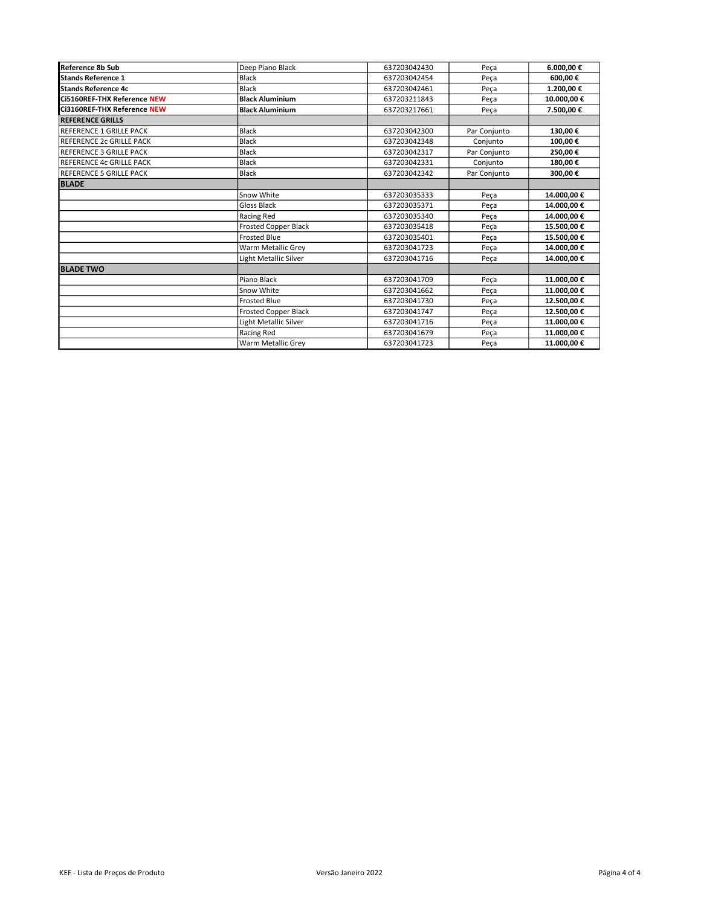| | | | | |
|---|---|---|---|---|
| **Reference 8b Sub** | Deep Piano Black | 637203042430 | Peça | **6.000,00 €** |
| **Stands Reference 1** | Black | 637203042454 | Peça | **600,00 €** |
| **Stands Reference 4c** | Black | 637203042461 | Peça | **1.200,00 €** |
| **Ci5160REF-THX Reference NEW** | **Black Aluminium** | 637203211843 | Peça | **10.000,00 €** |
| **Ci3160REF-THX Reference NEW** | **Black Aluminium** | 637203217661 | Peça | **7.500,00 €** |
| **REFERENCE GRILLS** | | | | |
| REFERENCE 1 GRILLE PACK | Black | 637203042300 | Par Conjunto | **130,00 €** |
| REFERENCE 2c GRILLE PACK | Black | 637203042348 | Conjunto | **100,00 €** |
| REFERENCE 3 GRILLE PACK | Black | 637203042317 | Par Conjunto | **250,00 €** |
| REFERENCE 4c GRILLE PACK | Black | 637203042331 | Conjunto | **180,00 €** |
| REFERENCE 5 GRILLE PACK | Black | 637203042342 | Par Conjunto | **300,00 €** |
| **BLADE** | | | | |
| | Snow White | 637203035333 | Peça | **14.000,00 €** |
| | Gloss Black | 637203035371 | Peça | **14.000,00 €** |
| | Racing Red | 637203035340 | Peça | **14.000,00 €** |
| | Frosted Copper Black | 637203035418 | Peça | **15.500,00 €** |
| | Frosted Blue | 637203035401 | Peça | **15.500,00 €** |
| | Warm Metallic Grey | 637203041723 | Peça | **14.000,00 €** |
| | Light Metallic Silver | 637203041716 | Peça | **14.000,00 €** |
| **BLADE TWO** | | | | |
| | Piano Black | 637203041709 | Peça | **11.000,00 €** |
| | Snow White | 637203041662 | Peça | **11.000,00 €** |
| | Frosted Blue | 637203041730 | Peça | **12.500,00 €** |
| | Frosted Copper Black | 637203041747 | Peça | **12.500,00 €** |
| | Light Metallic Silver | 637203041716 | Peça | **11.000,00 €** |
| | Racing Red | 637203041679 | Peça | **11.000,00 €** |
| | Warm Metallic Grey | 637203041723 | Peça | **11.000,00 €** |